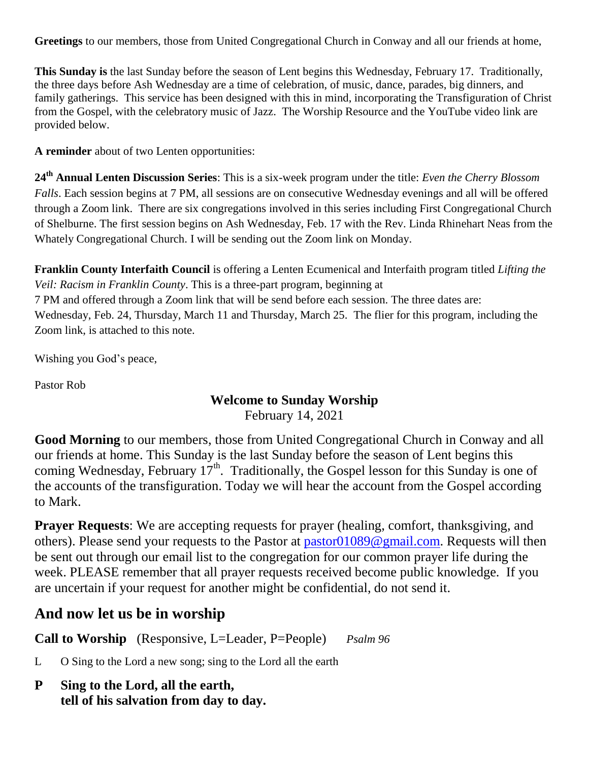**Greetings** to our members, those from United Congregational Church in Conway and all our friends at home,

**This Sunday is** the last Sunday before the season of Lent begins this Wednesday, February 17. Traditionally, the three days before Ash Wednesday are a time of celebration, of music, dance, parades, big dinners, and family gatherings. This service has been designed with this in mind, incorporating the Transfiguration of Christ from the Gospel, with the celebratory music of Jazz. The Worship Resource and the YouTube video link are provided below.

**A reminder** about of two Lenten opportunities:

**24th Annual Lenten Discussion Series**: This is a six-week program under the title: *Even the Cherry Blossom Falls*. Each session begins at 7 PM, all sessions are on consecutive Wednesday evenings and all will be offered through a Zoom link. There are six congregations involved in this series including First Congregational Church of Shelburne. The first session begins on Ash Wednesday, Feb. 17 with the Rev. Linda Rhinehart Neas from the Whately Congregational Church. I will be sending out the Zoom link on Monday.

**Franklin County Interfaith Council** is offering a Lenten Ecumenical and Interfaith program titled *Lifting the Veil: Racism in Franklin County*. This is a three-part program, beginning at 7 PM and offered through a Zoom link that will be send before each session. The three dates are: Wednesday, Feb. 24, Thursday, March 11 and Thursday, March 25. The flier for this program, including the Zoom link, is attached to this note.

Wishing you God's peace,

Pastor Rob

## Welcome to Sunday Worship

February 14, 2021

**Good Morning** to our members, those from United Congregational Church in Conway and all our friends at home. This Sunday is the last Sunday before the season of Lent begins this coming Wednesday, February 17th. Traditionally, the Gospel lesson for this Sunday is one of the accounts of the transfiguration. Today we will hear the account from the Gospel according to Mark.

**Prayer Requests**: We are accepting requests for prayer (healing, comfort, thanksgiving, and others). Please send your requests to the Pastor at pastor01089@gmail.com. Requests will then be sent out through our email list to the congregation for our common prayer life during the week. PLEASE remember that all prayer requests received become public knowledge. If you are uncertain if your request for another might be confidential, do not send it.

## And now let us be in worship

**Call to Worship** (Responsive, L=Leader, P=People) *Psalm 96*

L O Sing to the Lord a new song; sing to the Lord all the earth

**P Sing to the Lord, all the earth,**
**tell of his salvation from day to day.**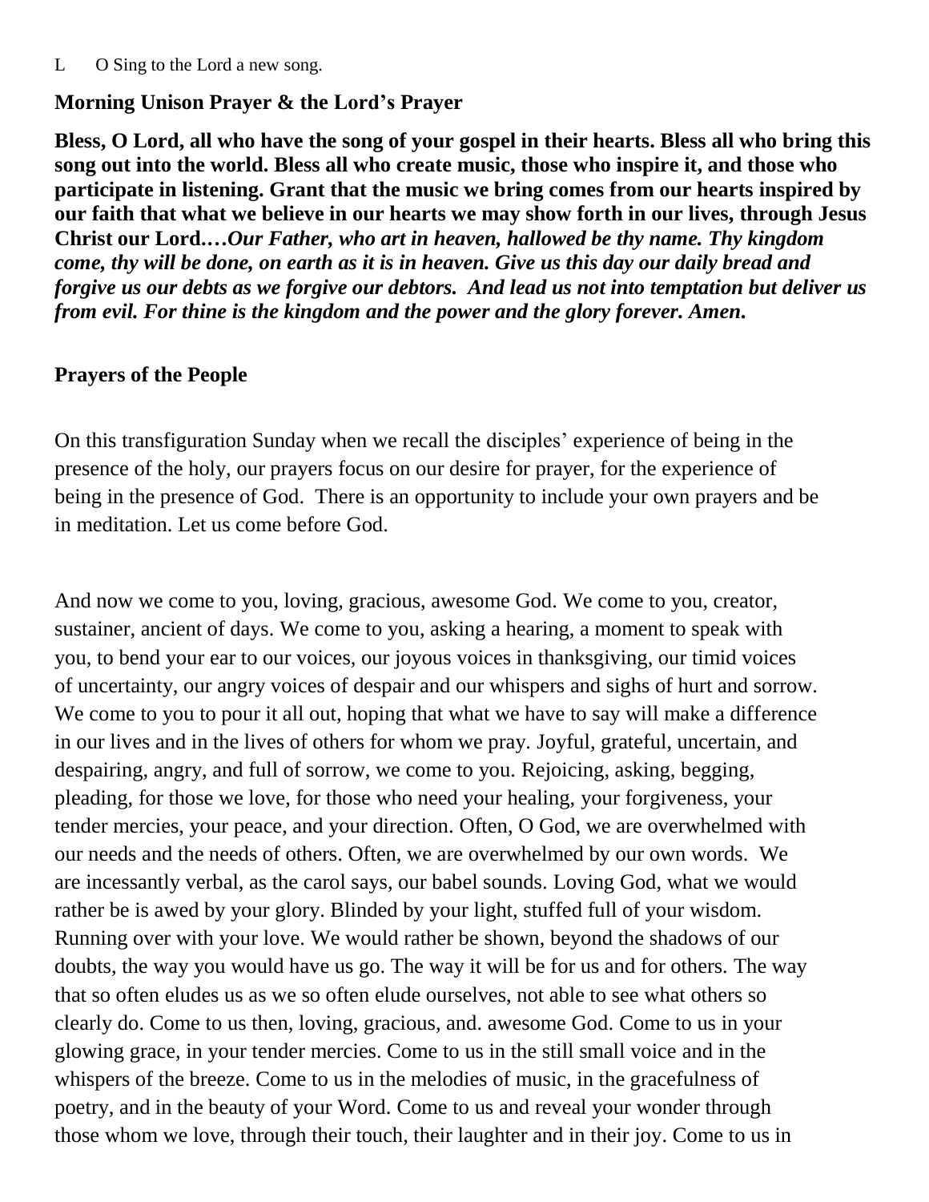L O Sing to the Lord a new song.

**Morning Unison Prayer & the Lord's Prayer**

**Bless, O Lord, all who have the song of your gospel in their hearts. Bless all who bring this song out into the world. Bless all who create music, those who inspire it, and those who participate in listening. Grant that the music we bring comes from our hearts inspired by our faith that what we believe in our hearts we may show forth in our lives, through Jesus Christ our Lord.…*Our Father, who art in heaven, hallowed be thy name. Thy kingdom come, thy will be done, on earth as it is in heaven. Give us this day our daily bread and forgive us our debts as we forgive our debtors. And lead us not into temptation but deliver us from evil. For thine is the kingdom and the power and the glory forever. Amen*.**

**Prayers of the People**

On this transfiguration Sunday when we recall the disciples' experience of being in the presence of the holy, our prayers focus on our desire for prayer, for the experience of being in the presence of God. There is an opportunity to include your own prayers and be in meditation. Let us come before God.

And now we come to you, loving, gracious, awesome God. We come to you, creator, sustainer, ancient of days. We come to you, asking a hearing, a moment to speak with you, to bend your ear to our voices, our joyous voices in thanksgiving, our timid voices of uncertainty, our angry voices of despair and our whispers and sighs of hurt and sorrow. We come to you to pour it all out, hoping that what we have to say will make a difference in our lives and in the lives of others for whom we pray. Joyful, grateful, uncertain, and despairing, angry, and full of sorrow, we come to you. Rejoicing, asking, begging, pleading, for those we love, for those who need your healing, your forgiveness, your tender mercies, your peace, and your direction. Often, O God, we are overwhelmed with our needs and the needs of others. Often, we are overwhelmed by our own words. We are incessantly verbal, as the carol says, our babel sounds. Loving God, what we would rather be is awed by your glory. Blinded by your light, stuffed full of your wisdom. Running over with your love. We would rather be shown, beyond the shadows of our doubts, the way you would have us go. The way it will be for us and for others. The way that so often eludes us as we so often elude ourselves, not able to see what others so clearly do. Come to us then, loving, gracious, and. awesome God. Come to us in your glowing grace, in your tender mercies. Come to us in the still small voice and in the whispers of the breeze. Come to us in the melodies of music, in the gracefulness of poetry, and in the beauty of your Word. Come to us and reveal your wonder through those whom we love, through their touch, their laughter and in their joy. Come to us in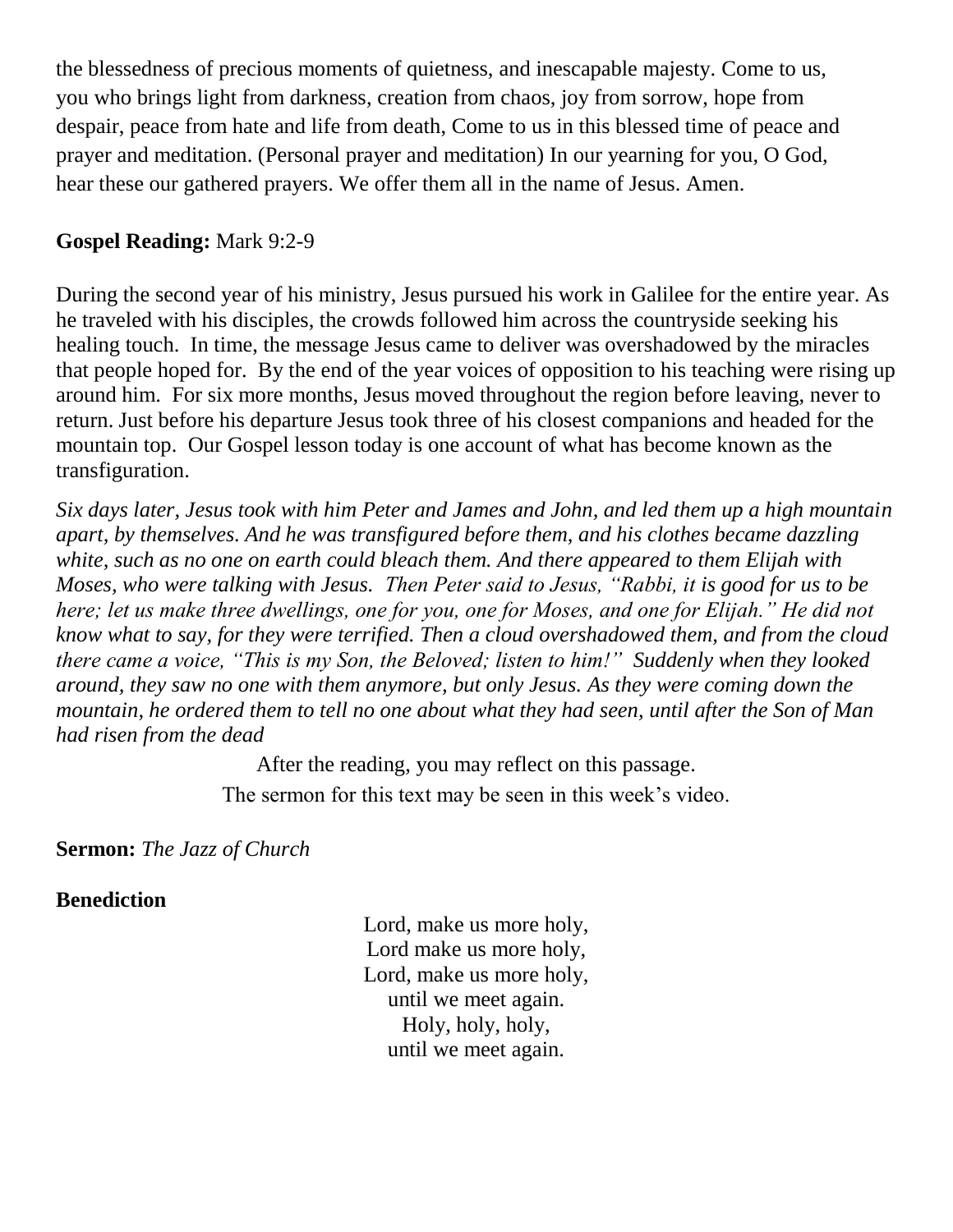the blessedness of precious moments of quietness, and inescapable majesty. Come to us, you who brings light from darkness, creation from chaos, joy from sorrow, hope from despair, peace from hate and life from death, Come to us in this blessed time of peace and prayer and meditation. (Personal prayer and meditation) In our yearning for you, O God, hear these our gathered prayers. We offer them all in the name of Jesus. Amen.

**Gospel Reading:** Mark 9:2-9

During the second year of his ministry, Jesus pursued his work in Galilee for the entire year. As he traveled with his disciples, the crowds followed him across the countryside seeking his healing touch. In time, the message Jesus came to deliver was overshadowed by the miracles that people hoped for. By the end of the year voices of opposition to his teaching were rising up around him. For six more months, Jesus moved throughout the region before leaving, never to return. Just before his departure Jesus took three of his closest companions and headed for the mountain top. Our Gospel lesson today is one account of what has become known as the transfiguration.

*Six days later, Jesus took with him Peter and James and John, and led them up a high mountain apart, by themselves. And he was transfigured before them, and his clothes became dazzling white, such as no one on earth could bleach them. And there appeared to them Elijah with Moses, who were talking with Jesus. Then Peter said to Jesus, "Rabbi, it is good for us to be here; let us make three dwellings, one for you, one for Moses, and one for Elijah." He did not know what to say, for they were terrified. Then a cloud overshadowed them, and from the cloud there came a voice, "This is my Son, the Beloved; listen to him!" Suddenly when they looked around, they saw no one with them anymore, but only Jesus. As they were coming down the mountain, he ordered them to tell no one about what they had seen, until after the Son of Man had risen from the dead*

After the reading, you may reflect on this passage.
The sermon for this text may be seen in this week's video.

**Sermon:** *The Jazz of Church*

**Benediction**

Lord, make us more holy,
Lord make us more holy,
Lord, make us more holy,
until we meet again.
Holy, holy, holy,
until we meet again.